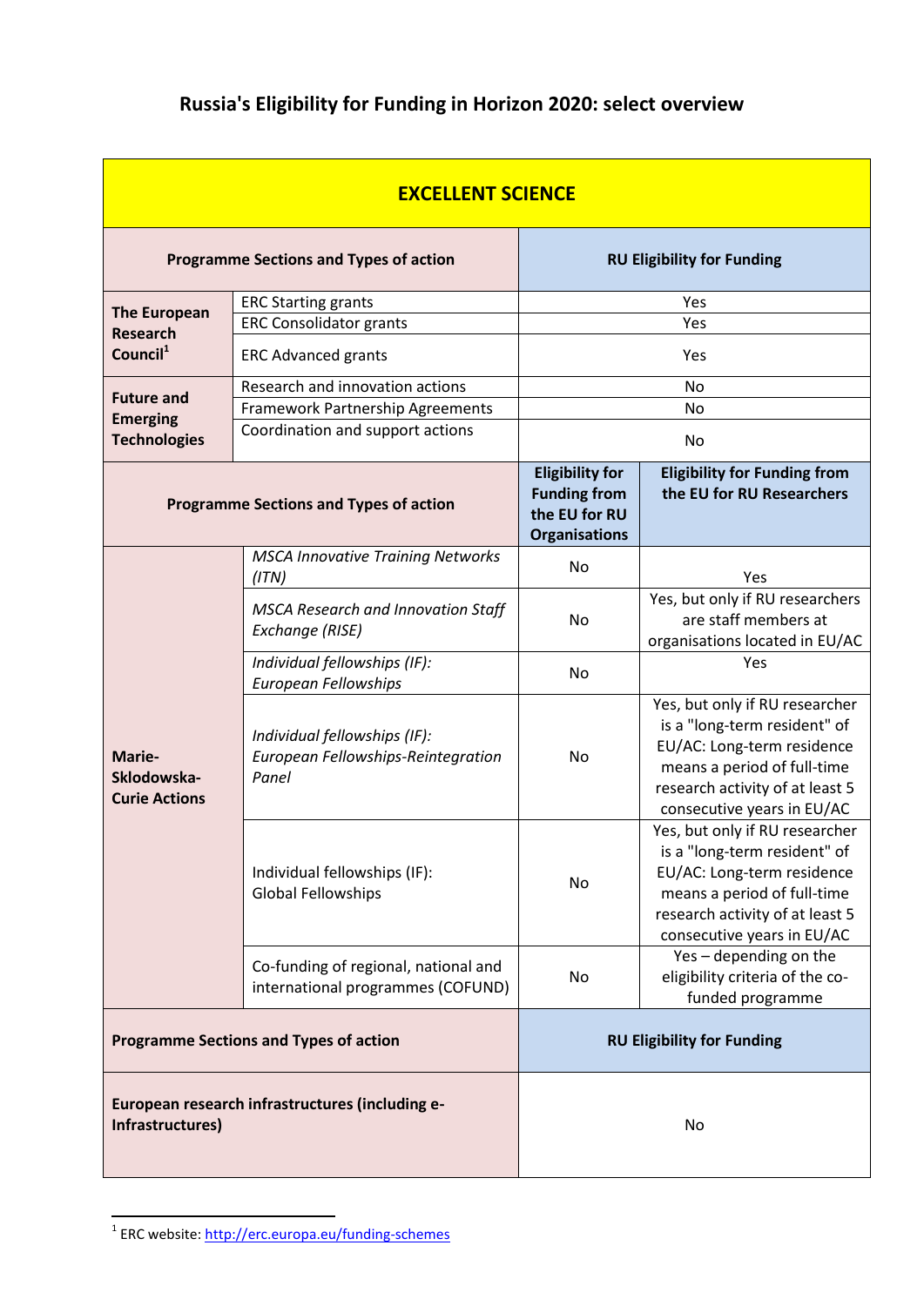# Russia's Eligibility for Funding in Horizon 2020: select overview

| EXCELLENT SCIENCE | | | |
|---|---|---|---|
| **Programme Sections and Types of action** | | **RU Eligibility for Funding** | |
| **The European Research Council**[1] | ERC Starting grants | Yes | |
| | ERC Consolidator grants | Yes | |
| | ERC Advanced grants | Yes | |
| **Future and Emerging Technologies** | Research and innovation actions | No | |
| | Framework Partnership Agreements | No | |
| | Coordination and support actions | No | |
| **Programme Sections and Types of action** | | **Eligibility for Funding from the EU for RU Organisations** | **Eligibility for Funding from the EU for RU Researchers** |
| **Marie-Sklodowska-Curie Actions** | *MSCA Innovative Training Networks (ITN)* | No | Yes |
| | *MSCA Research and Innovation Staff Exchange (RISE)* | No | Yes, but only if RU researchers are staff members at organisations located in EU/AC |
| | *Individual fellowships (IF): European Fellowships* | No | Yes |
| | *Individual fellowships (IF): European Fellowships-Reintegration Panel* | No | Yes, but only if RU researcher is a "long-term resident" of EU/AC: Long-term residence means a period of full-time research activity of at least 5 consecutive years in EU/AC |
| | Individual fellowships (IF): Global Fellowships | No | Yes, but only if RU researcher is a "long-term resident" of EU/AC: Long-term residence means a period of full-time research activity of at least 5 consecutive years in EU/AC |
| | Co-funding of regional, national and international programmes (COFUND) | No | Yes – depending on the eligibility criteria of the co-funded programme |
| **Programme Sections and Types of action** | | **RU Eligibility for Funding** | |
| **European research infrastructures (including e-Infrastructures)** | | No | |

[1] ERC website: http://erc.europa.eu/funding-schemes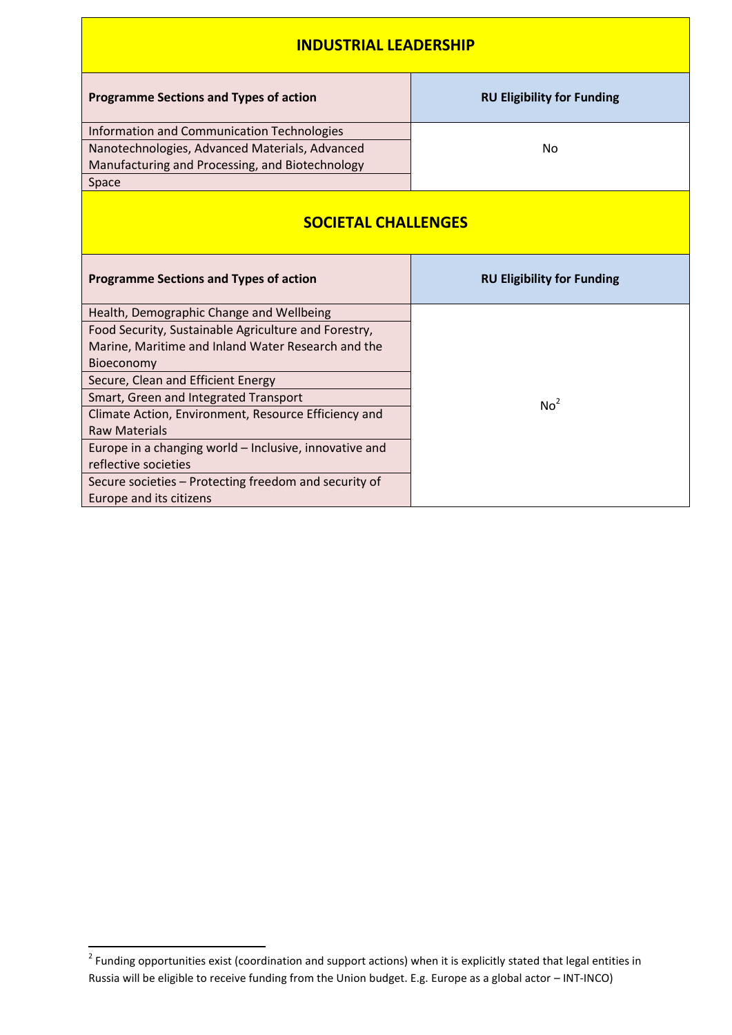## INDUSTRIAL LEADERSHIP

| Programme Sections and Types of action | RU Eligibility for Funding |
| --- | --- |
| Information and Communication Technologies | No |
| Nanotechnologies, Advanced Materials, Advanced Manufacturing and Processing, and Biotechnology | |
| Space | |

## SOCIETAL CHALLENGES

| Programme Sections and Types of action | RU Eligibility for Funding |
| --- | --- |
| Health, Demographic Change and Wellbeing | No[2] |
| Food Security, Sustainable Agriculture and Forestry, Marine, Maritime and Inland Water Research and the Bioeconomy | |
| Secure, Clean and Efficient Energy | |
| Smart, Green and Integrated Transport | |
| Climate Action, Environment, Resource Efficiency and Raw Materials | |
| Europe in a changing world – Inclusive, innovative and reflective societies | |
| Secure societies – Protecting freedom and security of Europe and its citizens | |

[2] Funding opportunities exist (coordination and support actions) when it is explicitly stated that legal entities in Russia will be eligible to receive funding from the Union budget. E.g. Europe as a global actor – INT-INCO)